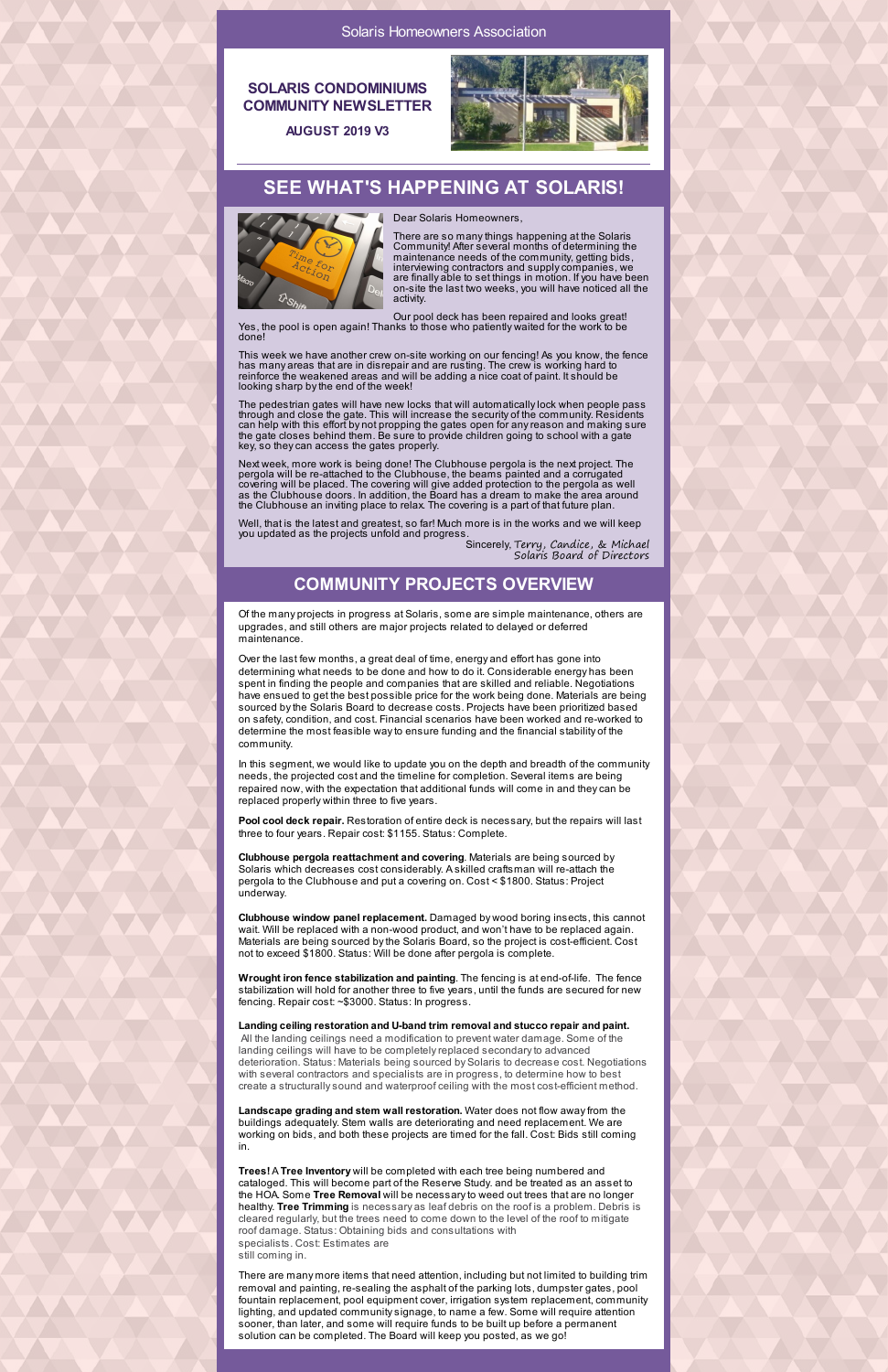Solaris Homeowners Association

# SOLARIS CONDOMINIUMS COMMUNITY NEWSLETTER

**AUGUST 2019 V3**

## SEE WHAT'S HAPPENING AT SOLARIS!

Dear Solaris Homeowners,

There are so many things happening at the Solaris Community! After several months of determining the maintenance needs of the community, getting bids, interviewing contractors and supply companies, we are finally able to set things in motion. If you have been on-site the last two weeks, you will have noticed all the activity.

Our pool deck has been repaired and looks great! Yes, the pool is open again! Thanks to those who patiently waited for the work to be done!

This week we have another crew on-site working on our fencing! As you know, the fence has many areas that are in disrepair and are rusting. The crew is working hard to reinforce the weakened areas and will be adding a nice coat of paint. It should be looking sharp by the end of the week!

The pedestrian gates will have new locks that will automatically lock when people pass through and close the gate. This will increase the security of the community. Residents can help with this effort by not propping the gates open for any reason and making sure the gate closes behind them. Be sure to provide children going to school with a gate key, so they can access the gates properly.

Next week, more work is being done! The Clubhouse pergola is the next project. The pergola will be re-attached to the Clubhouse, the beams painted and a corrugated covering will be placed. The covering will give added protection to the pergola as well as the Clubhouse doors. In addition, the Board has a dream to make the area around the Clubhouse an inviting place to relax. The covering is a part of that future plan.

Well, that is the latest and greatest, so far! Much more is in the works and we will keep you updated as the projects unfold and progress.

Sincerely, *Terry, Candice, & Michael*
*Solaris Board of Directors*

## COMMUNITY PROJECTS OVERVIEW

Of the many projects in progress at Solaris, some are simple maintenance, others are upgrades, and still others are major projects related to delayed or deferred maintenance.

Over the last few months, a great deal of time, energy and effort has gone into determining what needs to be done and how to do it. Considerable energy has been spent in finding the people and companies that are skilled and reliable. Negotiations have ensued to get the best possible price for the work being done. Materials are being sourced by the Solaris Board to decrease costs. Projects have been prioritized based on safety, condition, and cost. Financial scenarios have been worked and re-worked to determine the most feasible way to ensure funding and the financial stability of the community.

In this segment, we would like to update you on the depth and breadth of the community needs, the projected cost and the timeline for completion. Several items are being repaired now, with the expectation that additional funds will come in and they can be replaced properly within three to five years.

**Pool cool deck repair.** Restoration of entire deck is necessary, but the repairs will last three to four years. Repair cost: $1155. Status: Complete.

**Clubhouse pergola reattachment and covering**. Materials are being sourced by Solaris which decreases cost considerably. A skilled craftsman will re-attach the pergola to the Clubhouse and put a covering on. Cost < $1800. Status: Project underway.

**Clubhouse window panel replacement.** Damaged by wood boring insects, this cannot wait. Will be replaced with a non-wood product, and won't have to be replaced again. Materials are being sourced by the Solaris Board, so the project is cost-efficient. Cost not to exceed $1800. Status: Will be done after pergola is complete.

**Wrought iron fence stabilization and painting**. The fencing is at end-of-life. The fence stabilization will hold for another three to five years, until the funds are secured for new fencing. Repair cost: ~$3000. Status: In progress.

**Landing ceiling restoration and U-band trim removal and stucco repair and paint.** All the landing ceilings need a modification to prevent water damage. Some of the landing ceilings will have to be completely replaced secondary to advanced deterioration. Status: Materials being sourced by Solaris to decrease cost. Negotiations with several contractors and specialists are in progress, to determine how to best create a structurally sound and waterproof ceiling with the most cost-efficient method.

**Landscape grading and stem wall restoration.** Water does not flow away from the buildings adequately. Stem walls are deteriorating and need replacement. We are working on bids, and both these projects are timed for the fall. Cost: Bids still coming in.

**Trees!** A **Tree Inventory** will be completed with each tree being numbered and cataloged. This will become part of the Reserve Study. and be treated as an asset to the HOA. Some **Tree Removal** will be necessary to weed out trees that are no longer healthy. **Tree Trimming** is necessary as leaf debris on the roof is a problem. Debris is cleared regularly, but the trees need to come down to the level of the roof to mitigate roof damage. Status: Obtaining bids and consultations with specialists. Cost: Estimates are still coming in.

There are many more items that need attention, including but not limited to building trim removal and painting, re-sealing the asphalt of the parking lots, dumpster gates, pool fountain replacement, pool equipment cover, irrigation system replacement, community lighting, and updated community signage, to name a few. Some will require attention sooner, than later, and some will require funds to be built up before a permanent solution can be completed. The Board will keep you posted, as we go!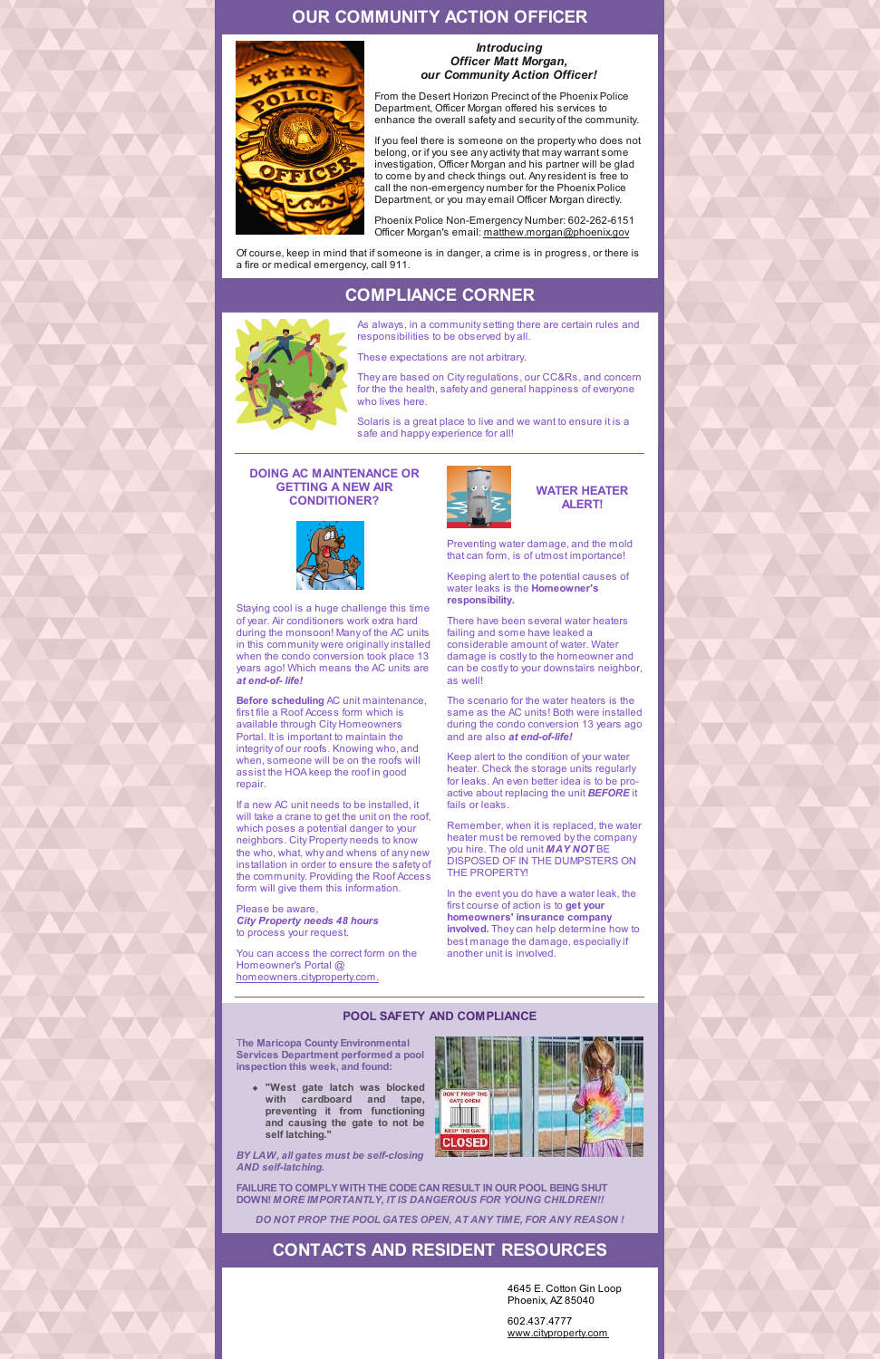## OUR COMMUNITY ACTION OFFICER

***Introducing Officer Matt Morgan, our Community Action Officer!***

From the Desert Horizon Precinct of the Phoenix Police Department, Officer Morgan offered his services to enhance the overall safety and security of the community.

If you feel there is someone on the property who does not belong, or if you see any activity that may warrant some investigation, Officer Morgan and his partner will be glad to come by and check things out. Any resident is free to call the non-emergency number for the Phoenix Police Department, or you may email Officer Morgan directly.

Phoenix Police Non-Emergency Number: 602-262-6151
Officer Morgan's email: matthew.morgan@phoenix.gov

Of course, keep in mind that if someone is in danger, a crime is in progress, or there is a fire or medical emergency, call 911.

## COMPLIANCE CORNER

As always, in a community setting there are certain rules and responsibilities to be observed by all.

These expectations are not arbitrary.

They are based on City regulations, our CC&Rs, and concern for the the health, safety and general happiness of everyone who lives here.

Solaris is a great place to live and we want to ensure it is a safe and happy experience for all!

### DOING AC MAINTENANCE OR GETTING A NEW AIR CONDITIONER?

Staying cool is a huge challenge this time of year. Air conditioners work extra hard during the monsoon! Many of the AC units in this community were originally installed when the condo conversion took place 13 years ago! Which means the AC units are ***at end-of- life!***

**Before scheduling** AC unit maintenance, first file a Roof Access form which is available through City Homeowners Portal. It is important to maintain the integrity of our roofs. Knowing who, and when, someone will be on the roofs will assist the HOA keep the roof in good repair.

If a new AC unit needs to be installed, it will take a crane to get the unit on the roof, which poses a potential danger to your neighbors. City Property needs to know the who, what, why and whens of any new installation in order to ensure the safety of the community. Providing the Roof Access form will give them this information.

Please be aware,
***City Property needs 48 hours***
to process your request.

You can access the correct form on the Homeowner's Portal @ homeowners.cityproperty.com.

### WATER HEATER ALERT!

Preventing water damage, and the mold that can form, is of utmost importance!

Keeping alert to the potential causes of water leaks is the **Homeowner's responsibility.**

There have been several water heaters failing and some have leaked a considerable amount of water. Water damage is costly to the homeowner and can be costly to your downstairs neighbor, as well!

The scenario for the water heaters is the same as the AC units! Both were installed during the condo conversion 13 years ago and are also ***at end-of-life!***

Keep alert to the condition of your water heater. Check the storage units regularly for leaks. An even better idea is to be pro-active about replacing the unit ***BEFORE*** it fails or leaks.

Remember, when it is replaced, the water heater must be removed by the company you hire. The old unit ***MAY NOT*** BE DISPOSED OF IN THE DUMPSTERS ON THE PROPERTY!

In the event you do have a water leak, the first course of action is to **get your homeowners' insurance company involved.** They can help determine how to best manage the damage, especially if another unit is involved.

### POOL SAFETY AND COMPLIANCE

The **Maricopa County Environmental Services Department performed a pool inspection this week, and found:**

- **"West gate latch was blocked with cardboard and tape, preventing it from functioning and causing the gate to not be self latching."**

***BY LAW, all gates must be self-closing AND self-latching.***

**FAILURE TO COMPLY WITH THE CODE CAN RESULT IN OUR POOL BEING SHUT DOWN! *MORE IMPORTANTLY, IT IS DANGEROUS FOR YOUNG CHILDREN!!***

***DO NOT PROP THE POOL GATES OPEN, AT ANY TIME, FOR ANY REASON !***

## CONTACTS AND RESIDENT RESOURCES

4645 E. Cotton Gin Loop
Phoenix, AZ 85040

602.437.4777
www.cityproperty.com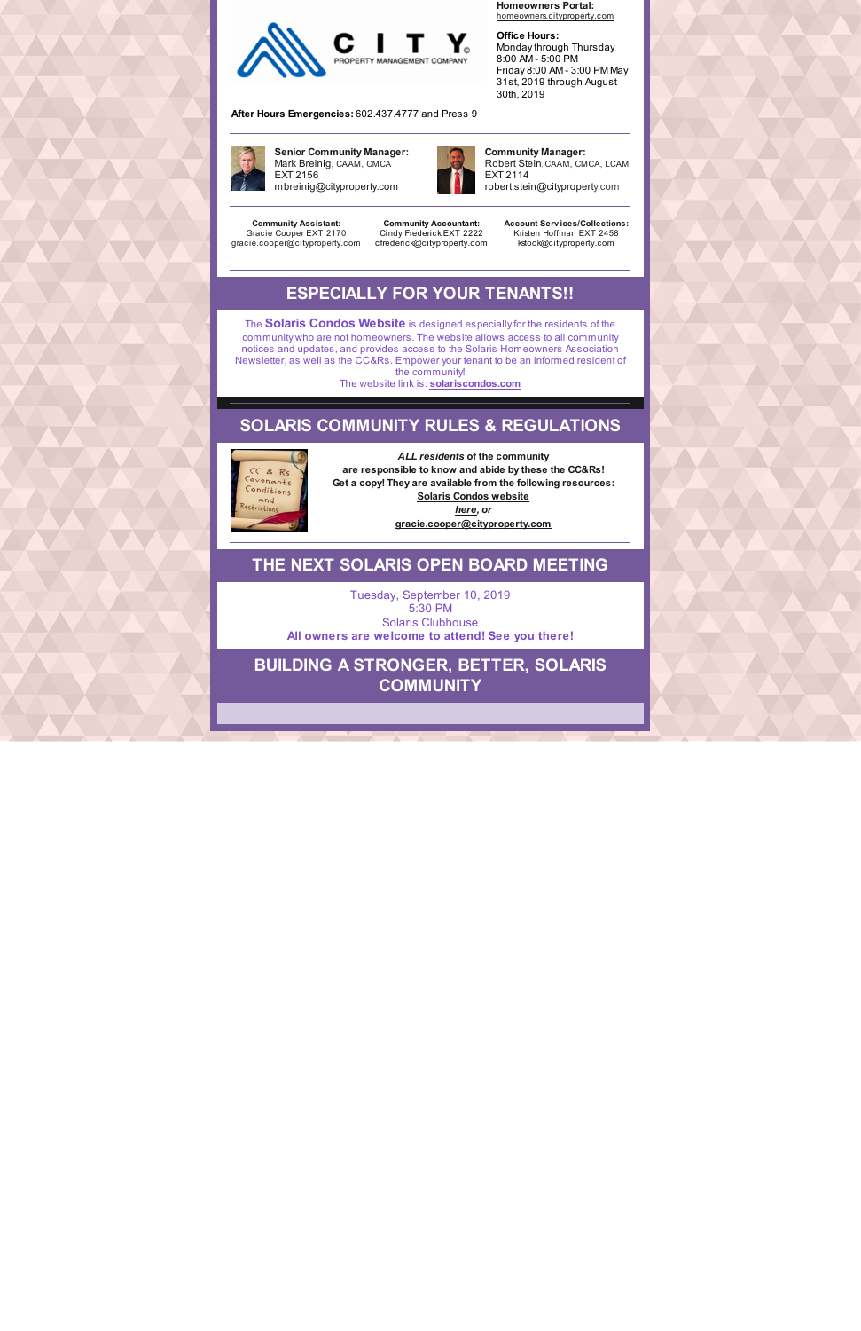**Homeowners Portal:**
homeowners.cityproperty.com

**Office Hours:**
Monday through Thursday
8:00 AM - 5:00 PM
Friday 8:00 AM - 3:00 PM May 31st, 2019 through August 30th, 2019

**After Hours Emergencies:** 602.437.4777 and Press 9

**Senior Community Manager:**
Mark Breinig, CAAM, CMCA
EXT 2156
mbreinig@cityproperty.com

**Community Manager:**
Robert Stein, CAAM, CMCA, LCAM
EXT 2114
robert.stein@cityproperty.com

**Community Assistant:**
Gracie Cooper EXT 2170
gracie.cooper@cityproperty.com

**Community Accountant:**
Cindy Frederick EXT 2222
cfrederick@cityproperty.com

**Account Services/Collections:**
Kristen Hoffman EXT 2458
kstock@cityproperty.com

## ESPECIALLY FOR YOUR TENANTS!!

The **Solaris Condos Website** is designed especially for the residents of the community who are not homeowners. The website allows access to all community notices and updates, and provides access to the Solaris Homeowners Association Newsletter, as well as the CC&Rs. Empower your tenant to be an informed resident of the community!
The website link is: **solariscondos.com**

## SOLARIS COMMUNITY RULES & REGULATIONS

***ALL residents*** **of the community are responsible to know and abide by these the CC&Rs!**
**Get a copy! They are available from the following resources:**
**Solaris Condos website**
***here*****,** ***or***
**gracie.cooper@cityproperty.com**

## THE NEXT SOLARIS OPEN BOARD MEETING

Tuesday, September 10, 2019
5:30 PM
Solaris Clubhouse
**All owners are welcome to attend! See you there!**

## BUILDING A STRONGER, BETTER, SOLARIS COMMUNITY